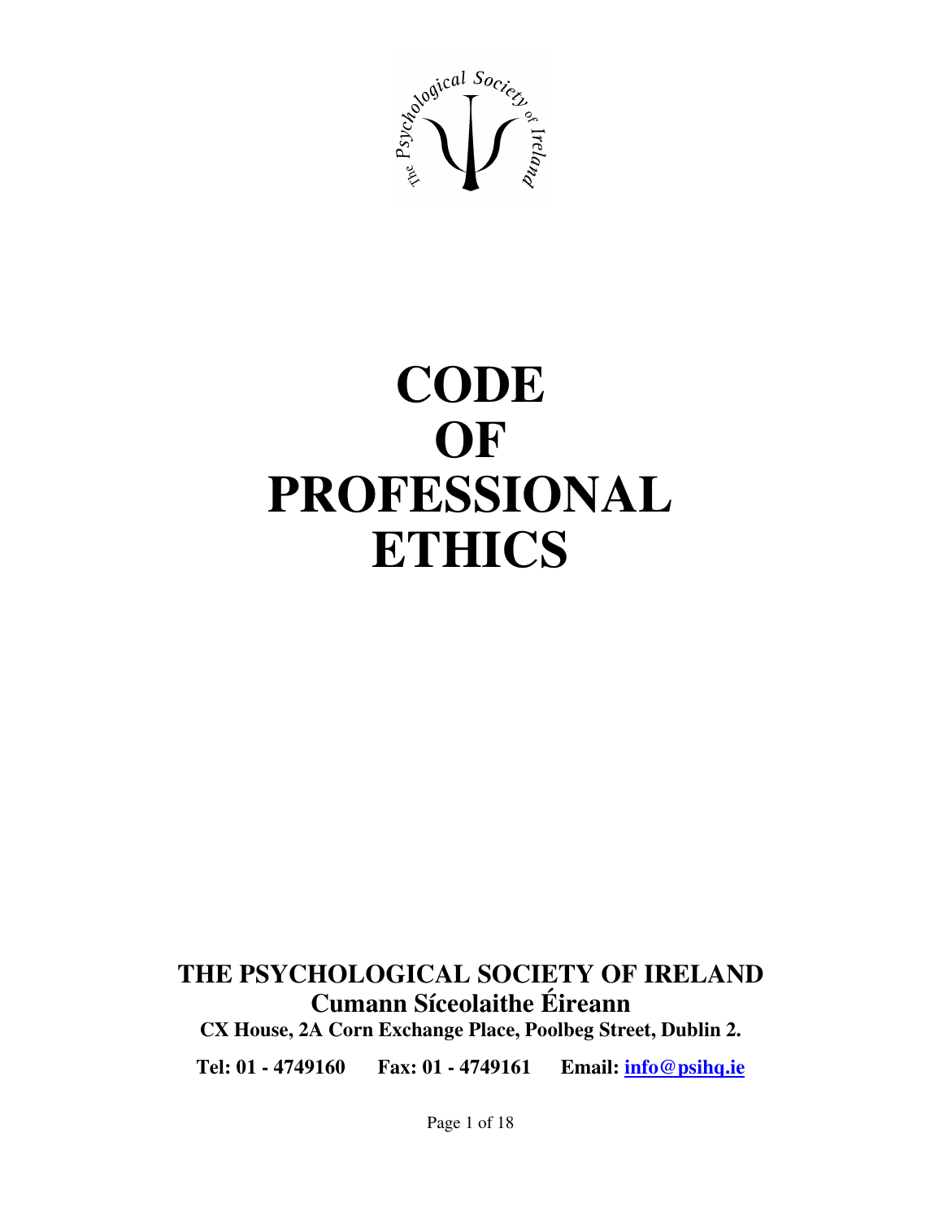# CODE OF PROFESSIONAL ETHICS

**THE PSYCHOLOGICAL SOCIETY OF IRELAND**

**Cumann Síceolaithe Éireann**

**CX House, 2A Corn Exchange Place, Poolbeg Street, Dublin 2.**

**Tel: 01 - 4749160 Fax: 01 - 4749161 Email: info@psihq.ie**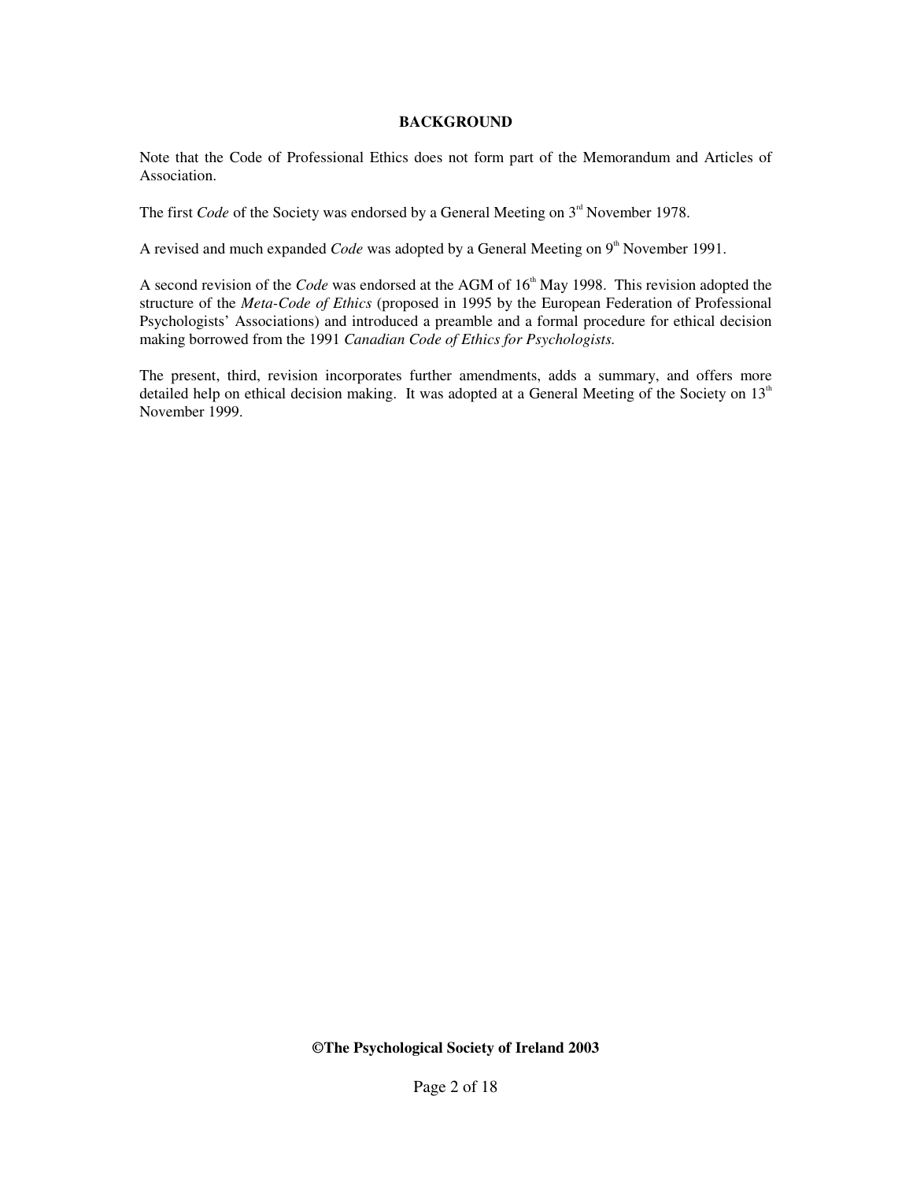## BACKGROUND

Note that the Code of Professional Ethics does not form part of the Memorandum and Articles of Association.

The first *Code* of the Society was endorsed by a General Meeting on 3rd November 1978.

A revised and much expanded *Code* was adopted by a General Meeting on 9th November 1991.

A second revision of the *Code* was endorsed at the AGM of 16th May 1998. This revision adopted the structure of the *Meta-Code of Ethics* (proposed in 1995 by the European Federation of Professional Psychologists' Associations) and introduced a preamble and a formal procedure for ethical decision making borrowed from the 1991 *Canadian Code of Ethics for Psychologists.*

The present, third, revision incorporates further amendments, adds a summary, and offers more detailed help on ethical decision making. It was adopted at a General Meeting of the Society on 13th November 1999.

**©The Psychological Society of Ireland 2003**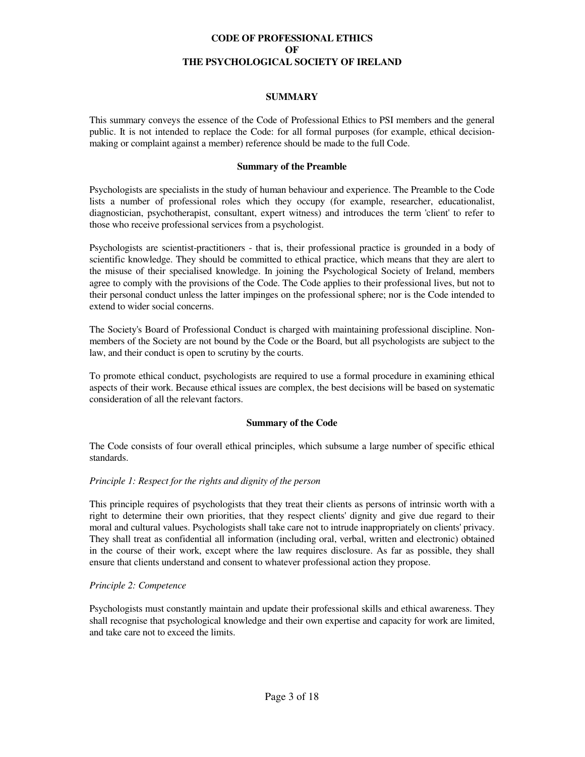# CODE OF PROFESSIONAL ETHICS OF THE PSYCHOLOGICAL SOCIETY OF IRELAND

## SUMMARY

This summary conveys the essence of the Code of Professional Ethics to PSI members and the general public. It is not intended to replace the Code: for all formal purposes (for example, ethical decision-making or complaint against a member) reference should be made to the full Code.

### Summary of the Preamble

Psychologists are specialists in the study of human behaviour and experience. The Preamble to the Code lists a number of professional roles which they occupy (for example, researcher, educationalist, diagnostician, psychotherapist, consultant, expert witness) and introduces the term 'client' to refer to those who receive professional services from a psychologist.

Psychologists are scientist-practitioners - that is, their professional practice is grounded in a body of scientific knowledge. They should be committed to ethical practice, which means that they are alert to the misuse of their specialised knowledge. In joining the Psychological Society of Ireland, members agree to comply with the provisions of the Code. The Code applies to their professional lives, but not to their personal conduct unless the latter impinges on the professional sphere; nor is the Code intended to extend to wider social concerns.

The Society's Board of Professional Conduct is charged with maintaining professional discipline. Non-members of the Society are not bound by the Code or the Board, but all psychologists are subject to the law, and their conduct is open to scrutiny by the courts.

To promote ethical conduct, psychologists are required to use a formal procedure in examining ethical aspects of their work. Because ethical issues are complex, the best decisions will be based on systematic consideration of all the relevant factors.

### Summary of the Code

The Code consists of four overall ethical principles, which subsume a large number of specific ethical standards.

*Principle 1: Respect for the rights and dignity of the person*

This principle requires of psychologists that they treat their clients as persons of intrinsic worth with a right to determine their own priorities, that they respect clients' dignity and give due regard to their moral and cultural values. Psychologists shall take care not to intrude inappropriately on clients' privacy. They shall treat as confidential all information (including oral, verbal, written and electronic) obtained in the course of their work, except where the law requires disclosure. As far as possible, they shall ensure that clients understand and consent to whatever professional action they propose.

*Principle 2: Competence*

Psychologists must constantly maintain and update their professional skills and ethical awareness. They shall recognise that psychological knowledge and their own expertise and capacity for work are limited, and take care not to exceed the limits.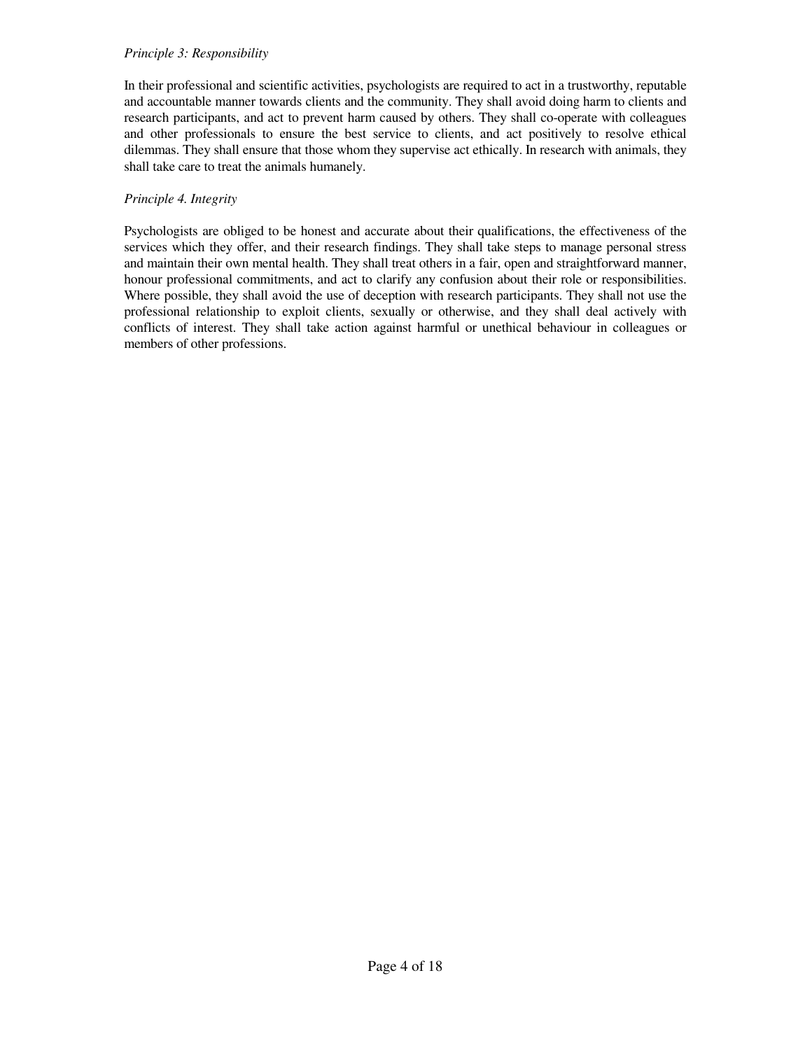*Principle 3: Responsibility*

In their professional and scientific activities, psychologists are required to act in a trustworthy, reputable and accountable manner towards clients and the community. They shall avoid doing harm to clients and research participants, and act to prevent harm caused by others. They shall co-operate with colleagues and other professionals to ensure the best service to clients, and act positively to resolve ethical dilemmas. They shall ensure that those whom they supervise act ethically. In research with animals, they shall take care to treat the animals humanely.

*Principle 4. Integrity*

Psychologists are obliged to be honest and accurate about their qualifications, the effectiveness of the services which they offer, and their research findings. They shall take steps to manage personal stress and maintain their own mental health. They shall treat others in a fair, open and straightforward manner, honour professional commitments, and act to clarify any confusion about their role or responsibilities. Where possible, they shall avoid the use of deception with research participants. They shall not use the professional relationship to exploit clients, sexually or otherwise, and they shall deal actively with conflicts of interest. They shall take action against harmful or unethical behaviour in colleagues or members of other professions.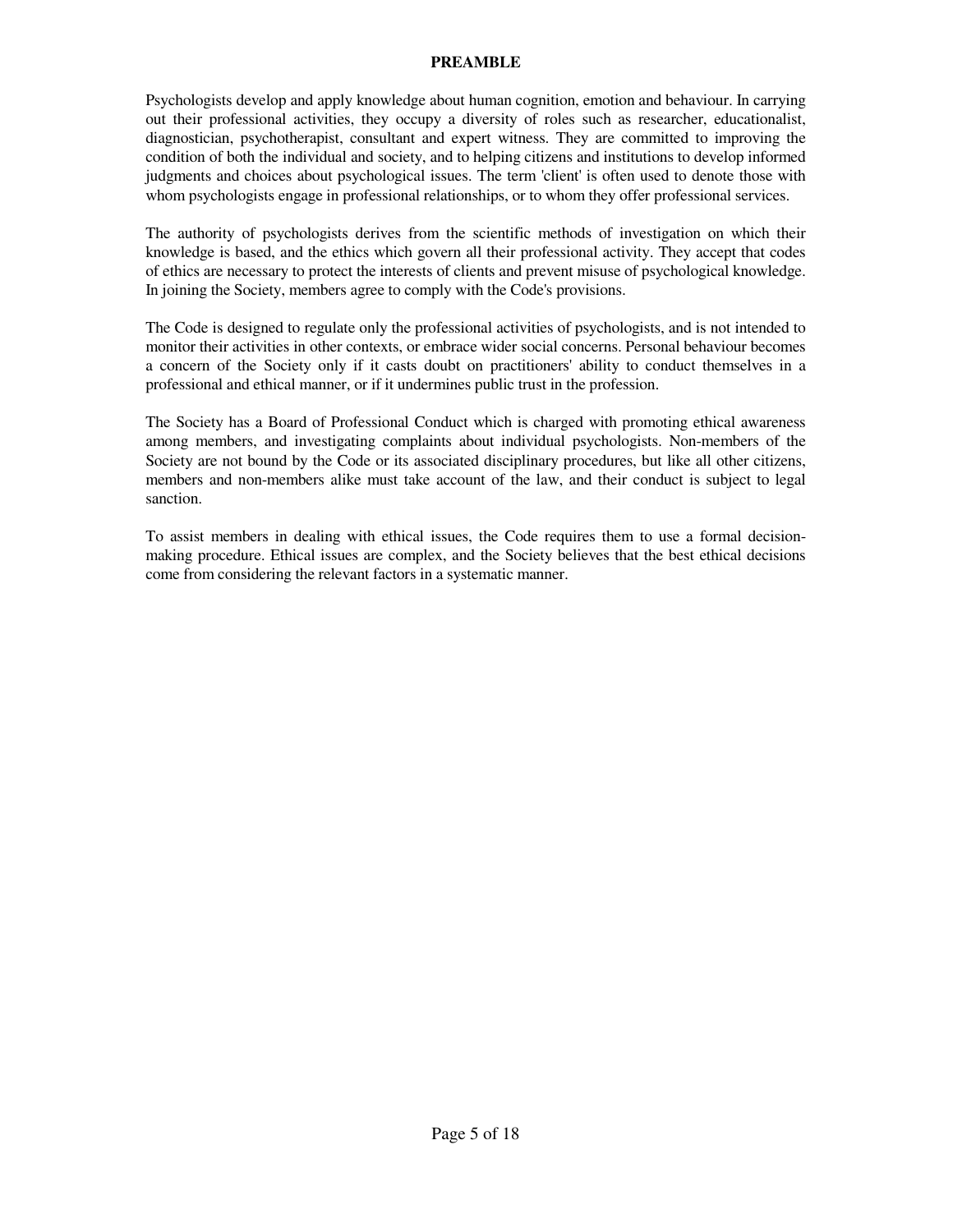# PREAMBLE

Psychologists develop and apply knowledge about human cognition, emotion and behaviour. In carrying out their professional activities, they occupy a diversity of roles such as researcher, educationalist, diagnostician, psychotherapist, consultant and expert witness. They are committed to improving the condition of both the individual and society, and to helping citizens and institutions to develop informed judgments and choices about psychological issues. The term 'client' is often used to denote those with whom psychologists engage in professional relationships, or to whom they offer professional services.

The authority of psychologists derives from the scientific methods of investigation on which their knowledge is based, and the ethics which govern all their professional activity. They accept that codes of ethics are necessary to protect the interests of clients and prevent misuse of psychological knowledge. In joining the Society, members agree to comply with the Code's provisions.

The Code is designed to regulate only the professional activities of psychologists, and is not intended to monitor their activities in other contexts, or embrace wider social concerns. Personal behaviour becomes a concern of the Society only if it casts doubt on practitioners' ability to conduct themselves in a professional and ethical manner, or if it undermines public trust in the profession.

The Society has a Board of Professional Conduct which is charged with promoting ethical awareness among members, and investigating complaints about individual psychologists. Non-members of the Society are not bound by the Code or its associated disciplinary procedures, but like all other citizens, members and non-members alike must take account of the law, and their conduct is subject to legal sanction.

To assist members in dealing with ethical issues, the Code requires them to use a formal decision-making procedure. Ethical issues are complex, and the Society believes that the best ethical decisions come from considering the relevant factors in a systematic manner.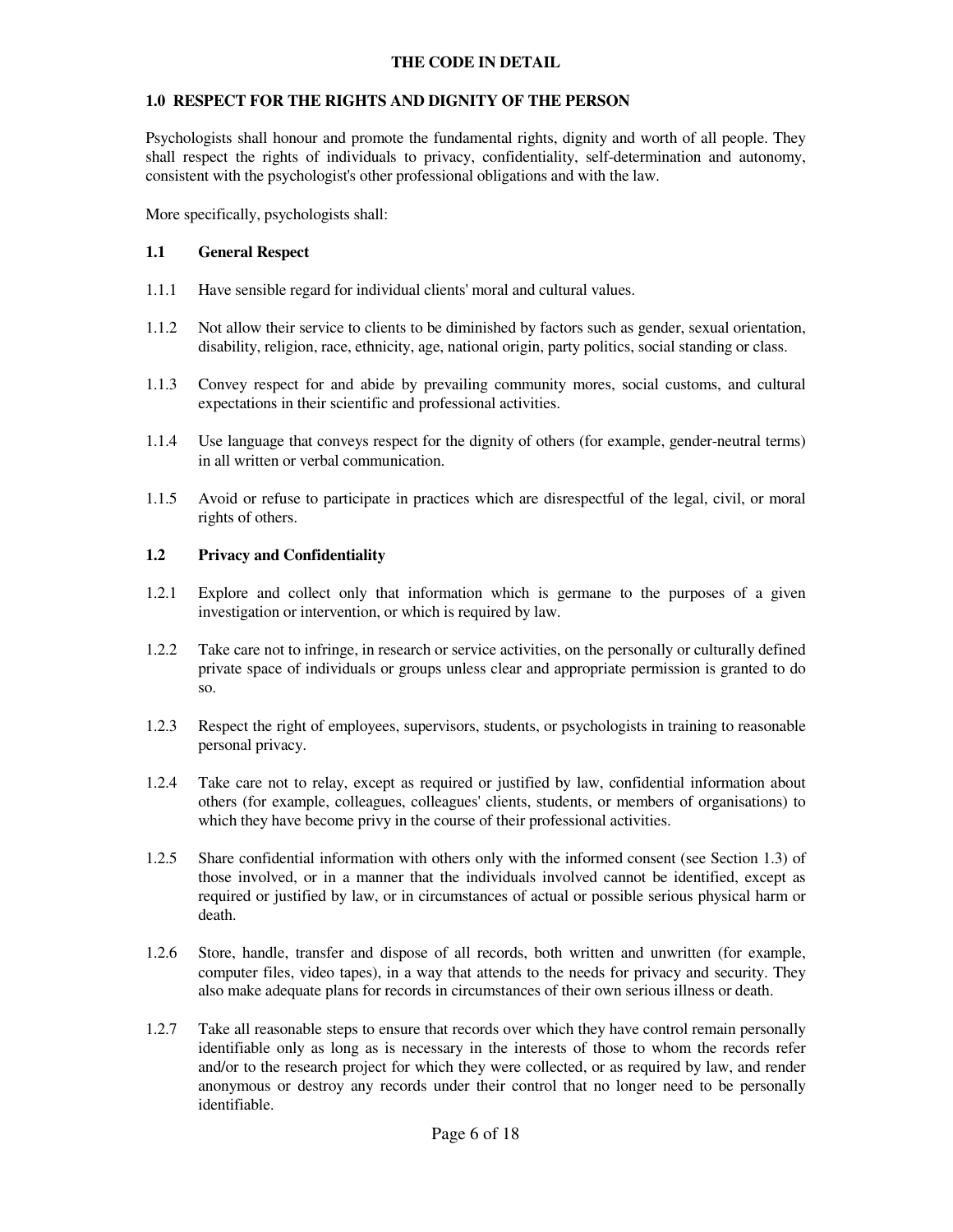# THE CODE IN DETAIL

## 1.0 RESPECT FOR THE RIGHTS AND DIGNITY OF THE PERSON

Psychologists shall honour and promote the fundamental rights, dignity and worth of all people. They shall respect the rights of individuals to privacy, confidentiality, self-determination and autonomy, consistent with the psychologist's other professional obligations and with the law.

More specifically, psychologists shall:

### 1.1 General Respect

1.1.1 Have sensible regard for individual clients' moral and cultural values.

1.1.2 Not allow their service to clients to be diminished by factors such as gender, sexual orientation, disability, religion, race, ethnicity, age, national origin, party politics, social standing or class.

1.1.3 Convey respect for and abide by prevailing community mores, social customs, and cultural expectations in their scientific and professional activities.

1.1.4 Use language that conveys respect for the dignity of others (for example, gender-neutral terms) in all written or verbal communication.

1.1.5 Avoid or refuse to participate in practices which are disrespectful of the legal, civil, or moral rights of others.

### 1.2 Privacy and Confidentiality

1.2.1 Explore and collect only that information which is germane to the purposes of a given investigation or intervention, or which is required by law.

1.2.2 Take care not to infringe, in research or service activities, on the personally or culturally defined private space of individuals or groups unless clear and appropriate permission is granted to do so.

1.2.3 Respect the right of employees, supervisors, students, or psychologists in training to reasonable personal privacy.

1.2.4 Take care not to relay, except as required or justified by law, confidential information about others (for example, colleagues, colleagues' clients, students, or members of organisations) to which they have become privy in the course of their professional activities.

1.2.5 Share confidential information with others only with the informed consent (see Section 1.3) of those involved, or in a manner that the individuals involved cannot be identified, except as required or justified by law, or in circumstances of actual or possible serious physical harm or death.

1.2.6 Store, handle, transfer and dispose of all records, both written and unwritten (for example, computer files, video tapes), in a way that attends to the needs for privacy and security. They also make adequate plans for records in circumstances of their own serious illness or death.

1.2.7 Take all reasonable steps to ensure that records over which they have control remain personally identifiable only as long as is necessary in the interests of those to whom the records refer and/or to the research project for which they were collected, or as required by law, and render anonymous or destroy any records under their control that no longer need to be personally identifiable.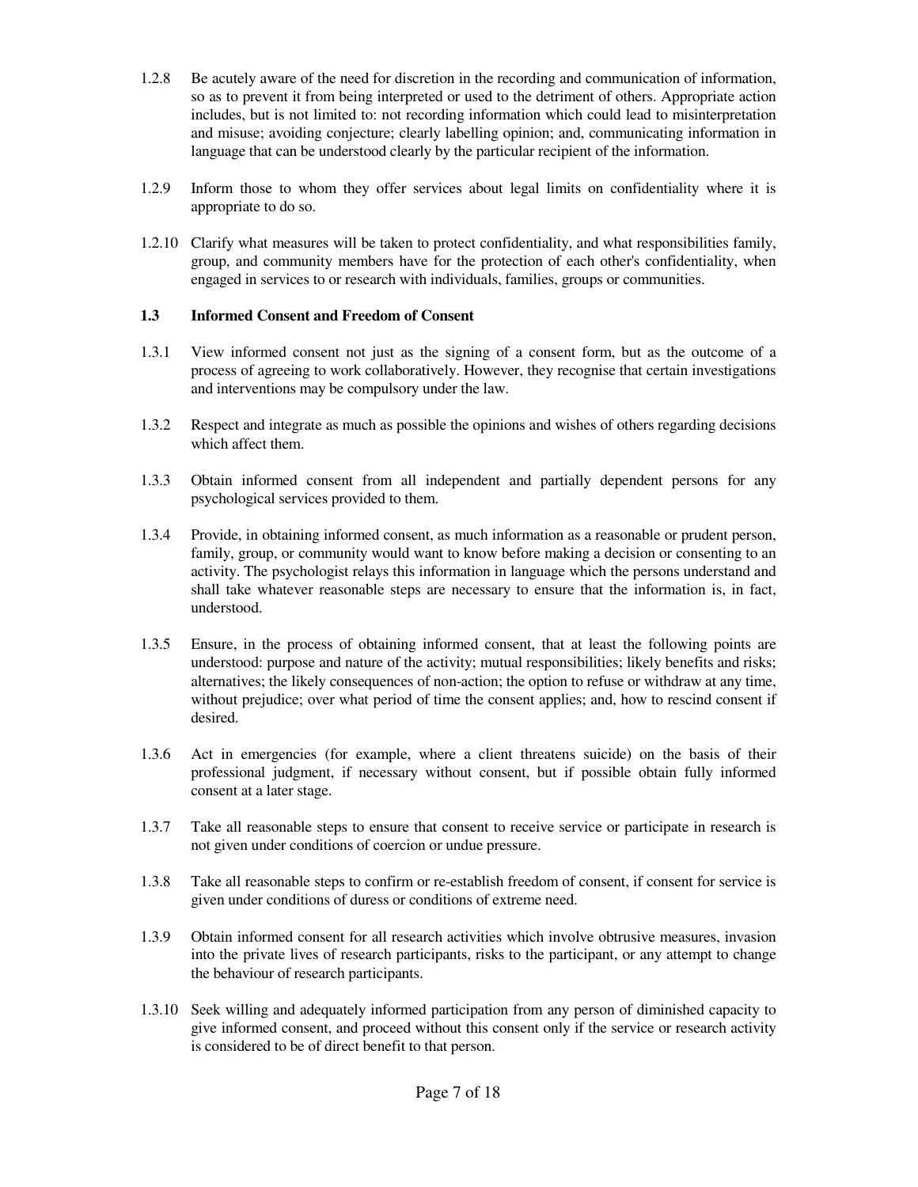1.2.8 Be acutely aware of the need for discretion in the recording and communication of information, so as to prevent it from being interpreted or used to the detriment of others. Appropriate action includes, but is not limited to: not recording information which could lead to misinterpretation and misuse; avoiding conjecture; clearly labelling opinion; and, communicating information in language that can be understood clearly by the particular recipient of the information.

1.2.9 Inform those to whom they offer services about legal limits on confidentiality where it is appropriate to do so.

1.2.10 Clarify what measures will be taken to protect confidentiality, and what responsibilities family, group, and community members have for the protection of each other's confidentiality, when engaged in services to or research with individuals, families, groups or communities.

### 1.3 Informed Consent and Freedom of Consent

1.3.1 View informed consent not just as the signing of a consent form, but as the outcome of a process of agreeing to work collaboratively. However, they recognise that certain investigations and interventions may be compulsory under the law.

1.3.2 Respect and integrate as much as possible the opinions and wishes of others regarding decisions which affect them.

1.3.3 Obtain informed consent from all independent and partially dependent persons for any psychological services provided to them.

1.3.4 Provide, in obtaining informed consent, as much information as a reasonable or prudent person, family, group, or community would want to know before making a decision or consenting to an activity. The psychologist relays this information in language which the persons understand and shall take whatever reasonable steps are necessary to ensure that the information is, in fact, understood.

1.3.5 Ensure, in the process of obtaining informed consent, that at least the following points are understood: purpose and nature of the activity; mutual responsibilities; likely benefits and risks; alternatives; the likely consequences of non-action; the option to refuse or withdraw at any time, without prejudice; over what period of time the consent applies; and, how to rescind consent if desired.

1.3.6 Act in emergencies (for example, where a client threatens suicide) on the basis of their professional judgment, if necessary without consent, but if possible obtain fully informed consent at a later stage.

1.3.7 Take all reasonable steps to ensure that consent to receive service or participate in research is not given under conditions of coercion or undue pressure.

1.3.8 Take all reasonable steps to confirm or re-establish freedom of consent, if consent for service is given under conditions of duress or conditions of extreme need.

1.3.9 Obtain informed consent for all research activities which involve obtrusive measures, invasion into the private lives of research participants, risks to the participant, or any attempt to change the behaviour of research participants.

1.3.10 Seek willing and adequately informed participation from any person of diminished capacity to give informed consent, and proceed without this consent only if the service or research activity is considered to be of direct benefit to that person.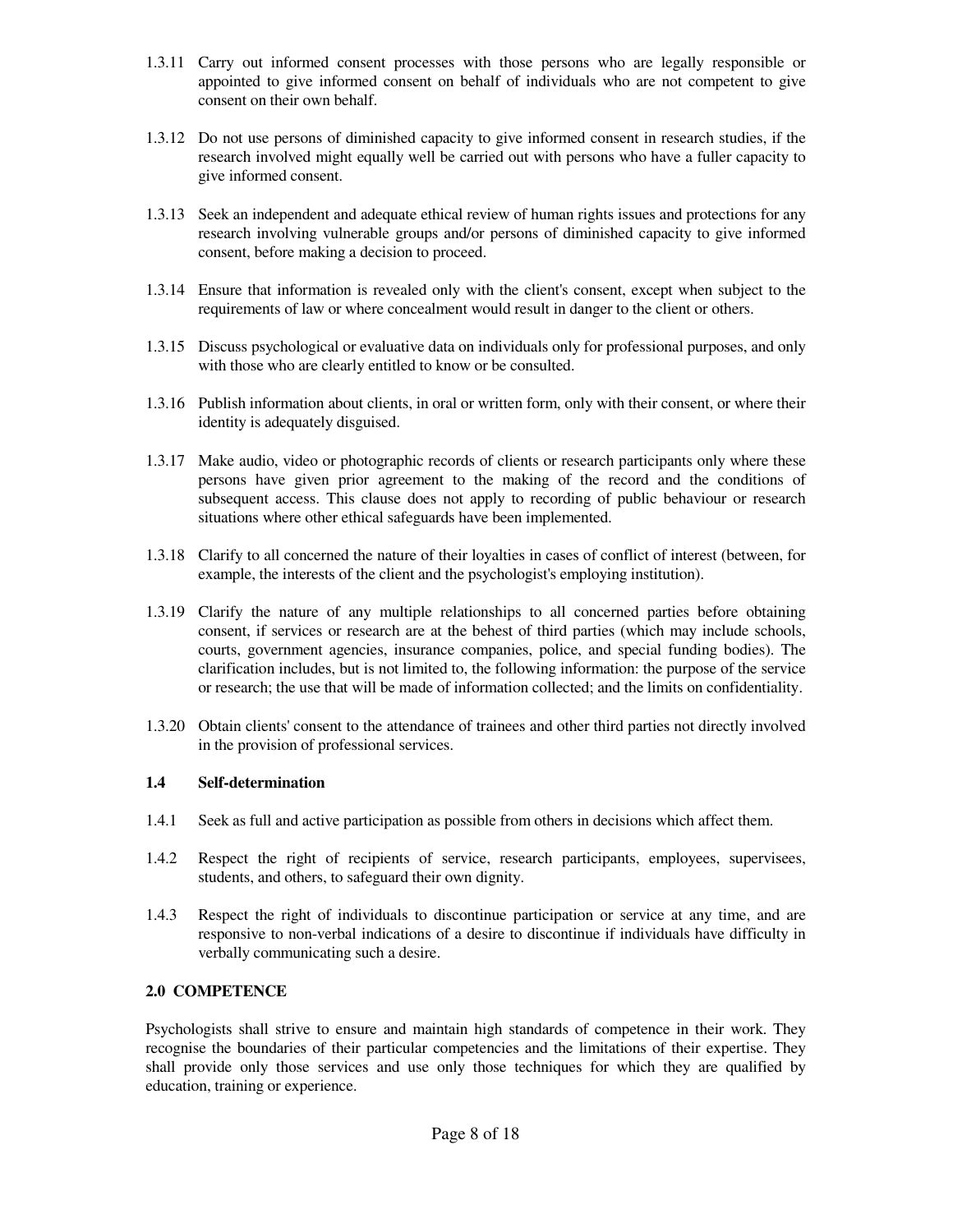1.3.11 Carry out informed consent processes with those persons who are legally responsible or appointed to give informed consent on behalf of individuals who are not competent to give consent on their own behalf.

1.3.12 Do not use persons of diminished capacity to give informed consent in research studies, if the research involved might equally well be carried out with persons who have a fuller capacity to give informed consent.

1.3.13 Seek an independent and adequate ethical review of human rights issues and protections for any research involving vulnerable groups and/or persons of diminished capacity to give informed consent, before making a decision to proceed.

1.3.14 Ensure that information is revealed only with the client's consent, except when subject to the requirements of law or where concealment would result in danger to the client or others.

1.3.15 Discuss psychological or evaluative data on individuals only for professional purposes, and only with those who are clearly entitled to know or be consulted.

1.3.16 Publish information about clients, in oral or written form, only with their consent, or where their identity is adequately disguised.

1.3.17 Make audio, video or photographic records of clients or research participants only where these persons have given prior agreement to the making of the record and the conditions of subsequent access. This clause does not apply to recording of public behaviour or research situations where other ethical safeguards have been implemented.

1.3.18 Clarify to all concerned the nature of their loyalties in cases of conflict of interest (between, for example, the interests of the client and the psychologist's employing institution).

1.3.19 Clarify the nature of any multiple relationships to all concerned parties before obtaining consent, if services or research are at the behest of third parties (which may include schools, courts, government agencies, insurance companies, police, and special funding bodies). The clarification includes, but is not limited to, the following information: the purpose of the service or research; the use that will be made of information collected; and the limits on confidentiality.

1.3.20 Obtain clients' consent to the attendance of trainees and other third parties not directly involved in the provision of professional services.

### 1.4 Self-determination

1.4.1 Seek as full and active participation as possible from others in decisions which affect them.

1.4.2 Respect the right of recipients of service, research participants, employees, supervisees, students, and others, to safeguard their own dignity.

1.4.3 Respect the right of individuals to discontinue participation or service at any time, and are responsive to non-verbal indications of a desire to discontinue if individuals have difficulty in verbally communicating such a desire.

## 2.0 COMPETENCE

Psychologists shall strive to ensure and maintain high standards of competence in their work. They recognise the boundaries of their particular competencies and the limitations of their expertise. They shall provide only those services and use only those techniques for which they are qualified by education, training or experience.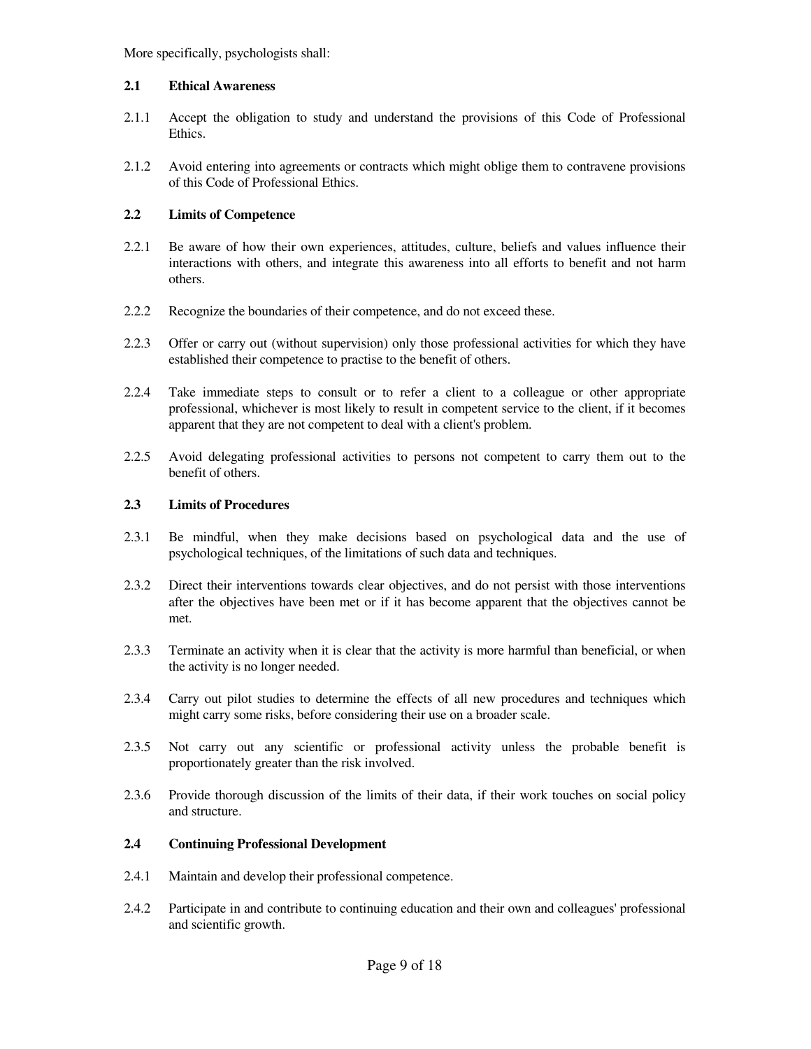More specifically, psychologists shall:

### 2.1 Ethical Awareness

2.1.1 Accept the obligation to study and understand the provisions of this Code of Professional Ethics.

2.1.2 Avoid entering into agreements or contracts which might oblige them to contravene provisions of this Code of Professional Ethics.

### 2.2 Limits of Competence

2.2.1 Be aware of how their own experiences, attitudes, culture, beliefs and values influence their interactions with others, and integrate this awareness into all efforts to benefit and not harm others.

2.2.2 Recognize the boundaries of their competence, and do not exceed these.

2.2.3 Offer or carry out (without supervision) only those professional activities for which they have established their competence to practise to the benefit of others.

2.2.4 Take immediate steps to consult or to refer a client to a colleague or other appropriate professional, whichever is most likely to result in competent service to the client, if it becomes apparent that they are not competent to deal with a client's problem.

2.2.5 Avoid delegating professional activities to persons not competent to carry them out to the benefit of others.

### 2.3 Limits of Procedures

2.3.1 Be mindful, when they make decisions based on psychological data and the use of psychological techniques, of the limitations of such data and techniques.

2.3.2 Direct their interventions towards clear objectives, and do not persist with those interventions after the objectives have been met or if it has become apparent that the objectives cannot be met.

2.3.3 Terminate an activity when it is clear that the activity is more harmful than beneficial, or when the activity is no longer needed.

2.3.4 Carry out pilot studies to determine the effects of all new procedures and techniques which might carry some risks, before considering their use on a broader scale.

2.3.5 Not carry out any scientific or professional activity unless the probable benefit is proportionately greater than the risk involved.

2.3.6 Provide thorough discussion of the limits of their data, if their work touches on social policy and structure.

### 2.4 Continuing Professional Development

2.4.1 Maintain and develop their professional competence.

2.4.2 Participate in and contribute to continuing education and their own and colleagues' professional and scientific growth.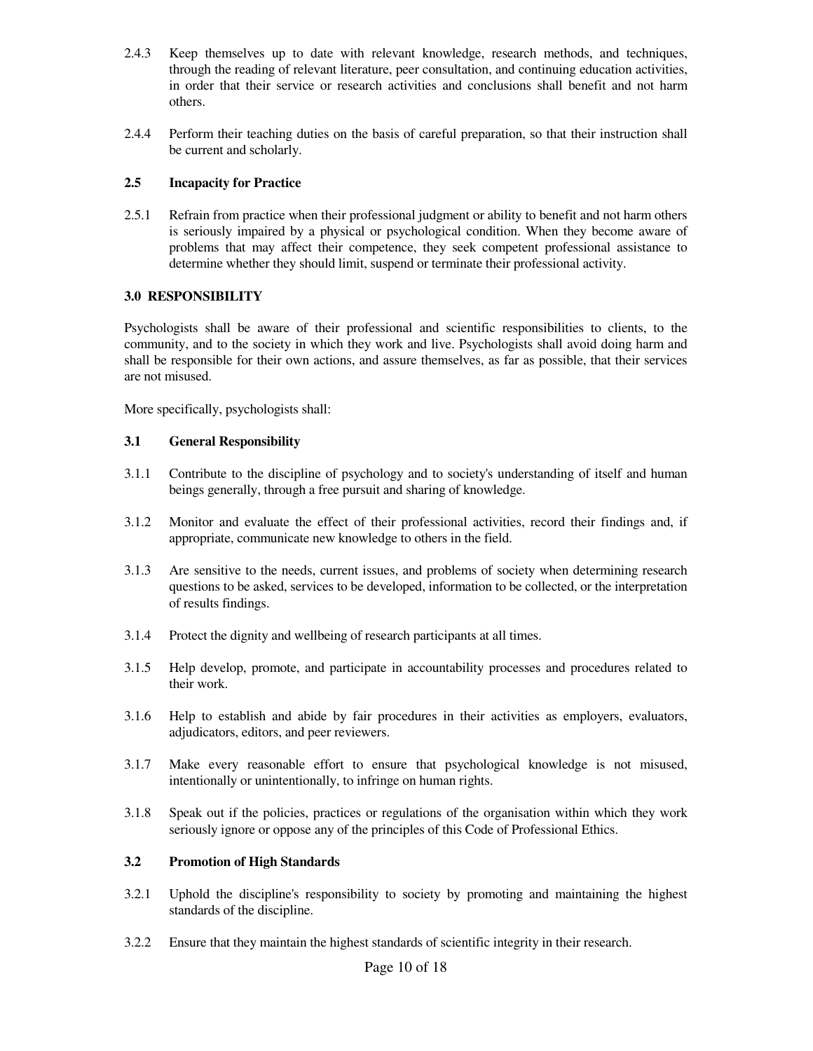2.4.3 Keep themselves up to date with relevant knowledge, research methods, and techniques, through the reading of relevant literature, peer consultation, and continuing education activities, in order that their service or research activities and conclusions shall benefit and not harm others.

2.4.4 Perform their teaching duties on the basis of careful preparation, so that their instruction shall be current and scholarly.

### 2.5 Incapacity for Practice

2.5.1 Refrain from practice when their professional judgment or ability to benefit and not harm others is seriously impaired by a physical or psychological condition. When they become aware of problems that may affect their competence, they seek competent professional assistance to determine whether they should limit, suspend or terminate their professional activity.

## 3.0 RESPONSIBILITY

Psychologists shall be aware of their professional and scientific responsibilities to clients, to the community, and to the society in which they work and live. Psychologists shall avoid doing harm and shall be responsible for their own actions, and assure themselves, as far as possible, that their services are not misused.

More specifically, psychologists shall:

### 3.1 General Responsibility

3.1.1 Contribute to the discipline of psychology and to society's understanding of itself and human beings generally, through a free pursuit and sharing of knowledge.

3.1.2 Monitor and evaluate the effect of their professional activities, record their findings and, if appropriate, communicate new knowledge to others in the field.

3.1.3 Are sensitive to the needs, current issues, and problems of society when determining research questions to be asked, services to be developed, information to be collected, or the interpretation of results findings.

3.1.4 Protect the dignity and wellbeing of research participants at all times.

3.1.5 Help develop, promote, and participate in accountability processes and procedures related to their work.

3.1.6 Help to establish and abide by fair procedures in their activities as employers, evaluators, adjudicators, editors, and peer reviewers.

3.1.7 Make every reasonable effort to ensure that psychological knowledge is not misused, intentionally or unintentionally, to infringe on human rights.

3.1.8 Speak out if the policies, practices or regulations of the organisation within which they work seriously ignore or oppose any of the principles of this Code of Professional Ethics.

### 3.2 Promotion of High Standards

3.2.1 Uphold the discipline's responsibility to society by promoting and maintaining the highest standards of the discipline.

3.2.2 Ensure that they maintain the highest standards of scientific integrity in their research.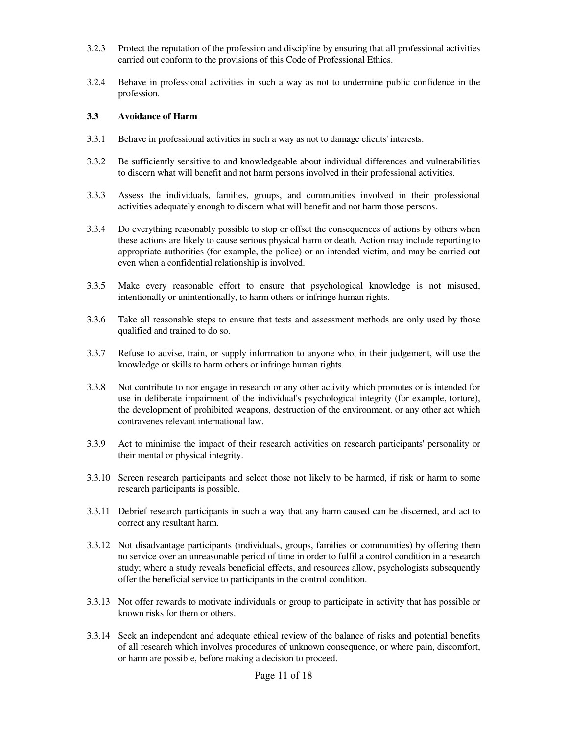3.2.3 Protect the reputation of the profession and discipline by ensuring that all professional activities carried out conform to the provisions of this Code of Professional Ethics.

3.2.4 Behave in professional activities in such a way as not to undermine public confidence in the profession.

### 3.3 Avoidance of Harm

3.3.1 Behave in professional activities in such a way as not to damage clients' interests.

3.3.2 Be sufficiently sensitive to and knowledgeable about individual differences and vulnerabilities to discern what will benefit and not harm persons involved in their professional activities.

3.3.3 Assess the individuals, families, groups, and communities involved in their professional activities adequately enough to discern what will benefit and not harm those persons.

3.3.4 Do everything reasonably possible to stop or offset the consequences of actions by others when these actions are likely to cause serious physical harm or death. Action may include reporting to appropriate authorities (for example, the police) or an intended victim, and may be carried out even when a confidential relationship is involved.

3.3.5 Make every reasonable effort to ensure that psychological knowledge is not misused, intentionally or unintentionally, to harm others or infringe human rights.

3.3.6 Take all reasonable steps to ensure that tests and assessment methods are only used by those qualified and trained to do so.

3.3.7 Refuse to advise, train, or supply information to anyone who, in their judgement, will use the knowledge or skills to harm others or infringe human rights.

3.3.8 Not contribute to nor engage in research or any other activity which promotes or is intended for use in deliberate impairment of the individual's psychological integrity (for example, torture), the development of prohibited weapons, destruction of the environment, or any other act which contravenes relevant international law.

3.3.9 Act to minimise the impact of their research activities on research participants' personality or their mental or physical integrity.

3.3.10 Screen research participants and select those not likely to be harmed, if risk or harm to some research participants is possible.

3.3.11 Debrief research participants in such a way that any harm caused can be discerned, and act to correct any resultant harm.

3.3.12 Not disadvantage participants (individuals, groups, families or communities) by offering them no service over an unreasonable period of time in order to fulfil a control condition in a research study; where a study reveals beneficial effects, and resources allow, psychologists subsequently offer the beneficial service to participants in the control condition.

3.3.13 Not offer rewards to motivate individuals or group to participate in activity that has possible or known risks for them or others.

3.3.14 Seek an independent and adequate ethical review of the balance of risks and potential benefits of all research which involves procedures of unknown consequence, or where pain, discomfort, or harm are possible, before making a decision to proceed.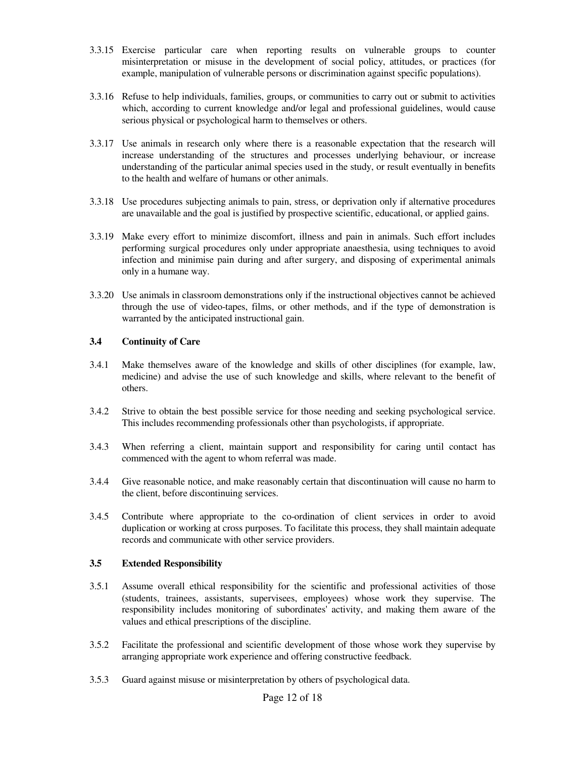3.3.15 Exercise particular care when reporting results on vulnerable groups to counter misinterpretation or misuse in the development of social policy, attitudes, or practices (for example, manipulation of vulnerable persons or discrimination against specific populations).

3.3.16 Refuse to help individuals, families, groups, or communities to carry out or submit to activities which, according to current knowledge and/or legal and professional guidelines, would cause serious physical or psychological harm to themselves or others.

3.3.17 Use animals in research only where there is a reasonable expectation that the research will increase understanding of the structures and processes underlying behaviour, or increase understanding of the particular animal species used in the study, or result eventually in benefits to the health and welfare of humans or other animals.

3.3.18 Use procedures subjecting animals to pain, stress, or deprivation only if alternative procedures are unavailable and the goal is justified by prospective scientific, educational, or applied gains.

3.3.19 Make every effort to minimize discomfort, illness and pain in animals. Such effort includes performing surgical procedures only under appropriate anaesthesia, using techniques to avoid infection and minimise pain during and after surgery, and disposing of experimental animals only in a humane way.

3.3.20 Use animals in classroom demonstrations only if the instructional objectives cannot be achieved through the use of video-tapes, films, or other methods, and if the type of demonstration is warranted by the anticipated instructional gain.

### 3.4 Continuity of Care

3.4.1 Make themselves aware of the knowledge and skills of other disciplines (for example, law, medicine) and advise the use of such knowledge and skills, where relevant to the benefit of others.

3.4.2 Strive to obtain the best possible service for those needing and seeking psychological service. This includes recommending professionals other than psychologists, if appropriate.

3.4.3 When referring a client, maintain support and responsibility for caring until contact has commenced with the agent to whom referral was made.

3.4.4 Give reasonable notice, and make reasonably certain that discontinuation will cause no harm to the client, before discontinuing services.

3.4.5 Contribute where appropriate to the co-ordination of client services in order to avoid duplication or working at cross purposes. To facilitate this process, they shall maintain adequate records and communicate with other service providers.

### 3.5 Extended Responsibility

3.5.1 Assume overall ethical responsibility for the scientific and professional activities of those (students, trainees, assistants, supervisees, employees) whose work they supervise. The responsibility includes monitoring of subordinates' activity, and making them aware of the values and ethical prescriptions of the discipline.

3.5.2 Facilitate the professional and scientific development of those whose work they supervise by arranging appropriate work experience and offering constructive feedback.

3.5.3 Guard against misuse or misinterpretation by others of psychological data.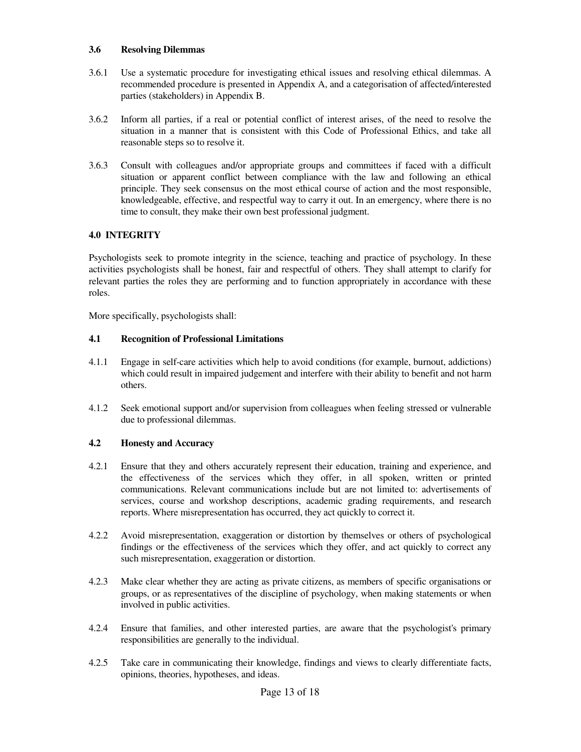### 3.6 Resolving Dilemmas

3.6.1 Use a systematic procedure for investigating ethical issues and resolving ethical dilemmas. A recommended procedure is presented in Appendix A, and a categorisation of affected/interested parties (stakeholders) in Appendix B.

3.6.2 Inform all parties, if a real or potential conflict of interest arises, of the need to resolve the situation in a manner that is consistent with this Code of Professional Ethics, and take all reasonable steps so to resolve it.

3.6.3 Consult with colleagues and/or appropriate groups and committees if faced with a difficult situation or apparent conflict between compliance with the law and following an ethical principle. They seek consensus on the most ethical course of action and the most responsible, knowledgeable, effective, and respectful way to carry it out. In an emergency, where there is no time to consult, they make their own best professional judgment.

## 4.0 INTEGRITY

Psychologists seek to promote integrity in the science, teaching and practice of psychology. In these activities psychologists shall be honest, fair and respectful of others. They shall attempt to clarify for relevant parties the roles they are performing and to function appropriately in accordance with these roles.

More specifically, psychologists shall:

### 4.1 Recognition of Professional Limitations

4.1.1 Engage in self-care activities which help to avoid conditions (for example, burnout, addictions) which could result in impaired judgement and interfere with their ability to benefit and not harm others.

4.1.2 Seek emotional support and/or supervision from colleagues when feeling stressed or vulnerable due to professional dilemmas.

### 4.2 Honesty and Accuracy

4.2.1 Ensure that they and others accurately represent their education, training and experience, and the effectiveness of the services which they offer, in all spoken, written or printed communications. Relevant communications include but are not limited to: advertisements of services, course and workshop descriptions, academic grading requirements, and research reports. Where misrepresentation has occurred, they act quickly to correct it.

4.2.2 Avoid misrepresentation, exaggeration or distortion by themselves or others of psychological findings or the effectiveness of the services which they offer, and act quickly to correct any such misrepresentation, exaggeration or distortion.

4.2.3 Make clear whether they are acting as private citizens, as members of specific organisations or groups, or as representatives of the discipline of psychology, when making statements or when involved in public activities.

4.2.4 Ensure that families, and other interested parties, are aware that the psychologist's primary responsibilities are generally to the individual.

4.2.5 Take care in communicating their knowledge, findings and views to clearly differentiate facts, opinions, theories, hypotheses, and ideas.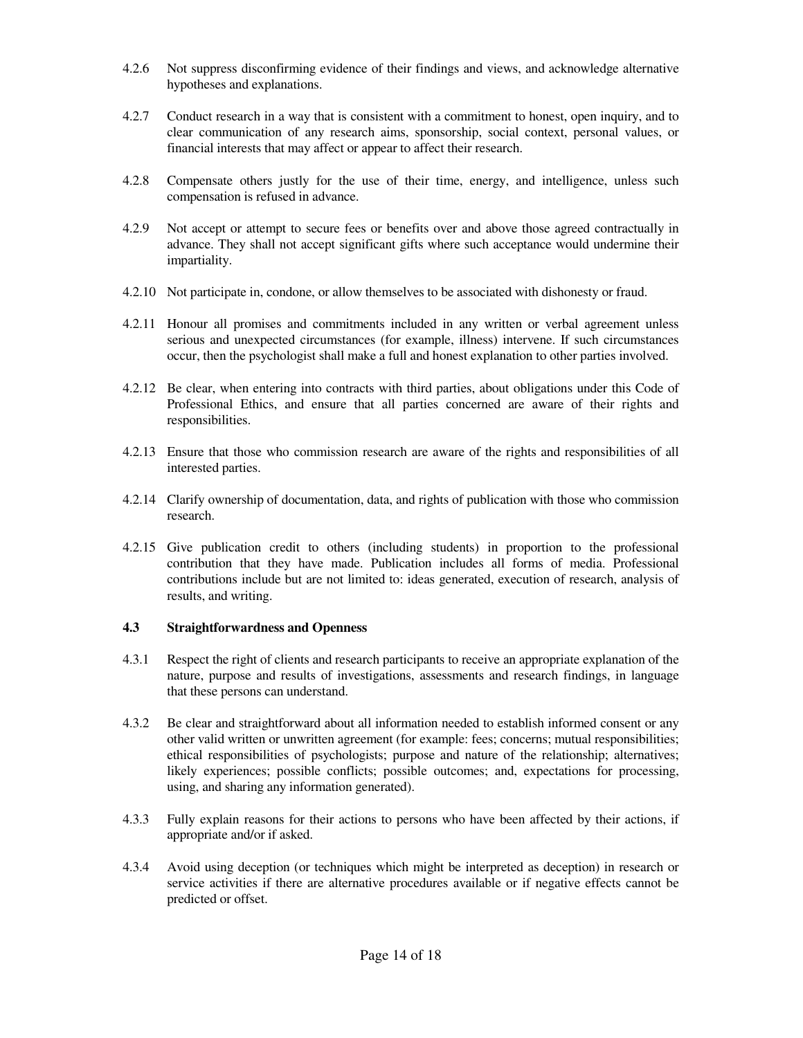4.2.6 Not suppress disconfirming evidence of their findings and views, and acknowledge alternative hypotheses and explanations.

4.2.7 Conduct research in a way that is consistent with a commitment to honest, open inquiry, and to clear communication of any research aims, sponsorship, social context, personal values, or financial interests that may affect or appear to affect their research.

4.2.8 Compensate others justly for the use of their time, energy, and intelligence, unless such compensation is refused in advance.

4.2.9 Not accept or attempt to secure fees or benefits over and above those agreed contractually in advance. They shall not accept significant gifts where such acceptance would undermine their impartiality.

4.2.10 Not participate in, condone, or allow themselves to be associated with dishonesty or fraud.

4.2.11 Honour all promises and commitments included in any written or verbal agreement unless serious and unexpected circumstances (for example, illness) intervene. If such circumstances occur, then the psychologist shall make a full and honest explanation to other parties involved.

4.2.12 Be clear, when entering into contracts with third parties, about obligations under this Code of Professional Ethics, and ensure that all parties concerned are aware of their rights and responsibilities.

4.2.13 Ensure that those who commission research are aware of the rights and responsibilities of all interested parties.

4.2.14 Clarify ownership of documentation, data, and rights of publication with those who commission research.

4.2.15 Give publication credit to others (including students) in proportion to the professional contribution that they have made. Publication includes all forms of media. Professional contributions include but are not limited to: ideas generated, execution of research, analysis of results, and writing.

### 4.3 Straightforwardness and Openness

4.3.1 Respect the right of clients and research participants to receive an appropriate explanation of the nature, purpose and results of investigations, assessments and research findings, in language that these persons can understand.

4.3.2 Be clear and straightforward about all information needed to establish informed consent or any other valid written or unwritten agreement (for example: fees; concerns; mutual responsibilities; ethical responsibilities of psychologists; purpose and nature of the relationship; alternatives; likely experiences; possible conflicts; possible outcomes; and, expectations for processing, using, and sharing any information generated).

4.3.3 Fully explain reasons for their actions to persons who have been affected by their actions, if appropriate and/or if asked.

4.3.4 Avoid using deception (or techniques which might be interpreted as deception) in research or service activities if there are alternative procedures available or if negative effects cannot be predicted or offset.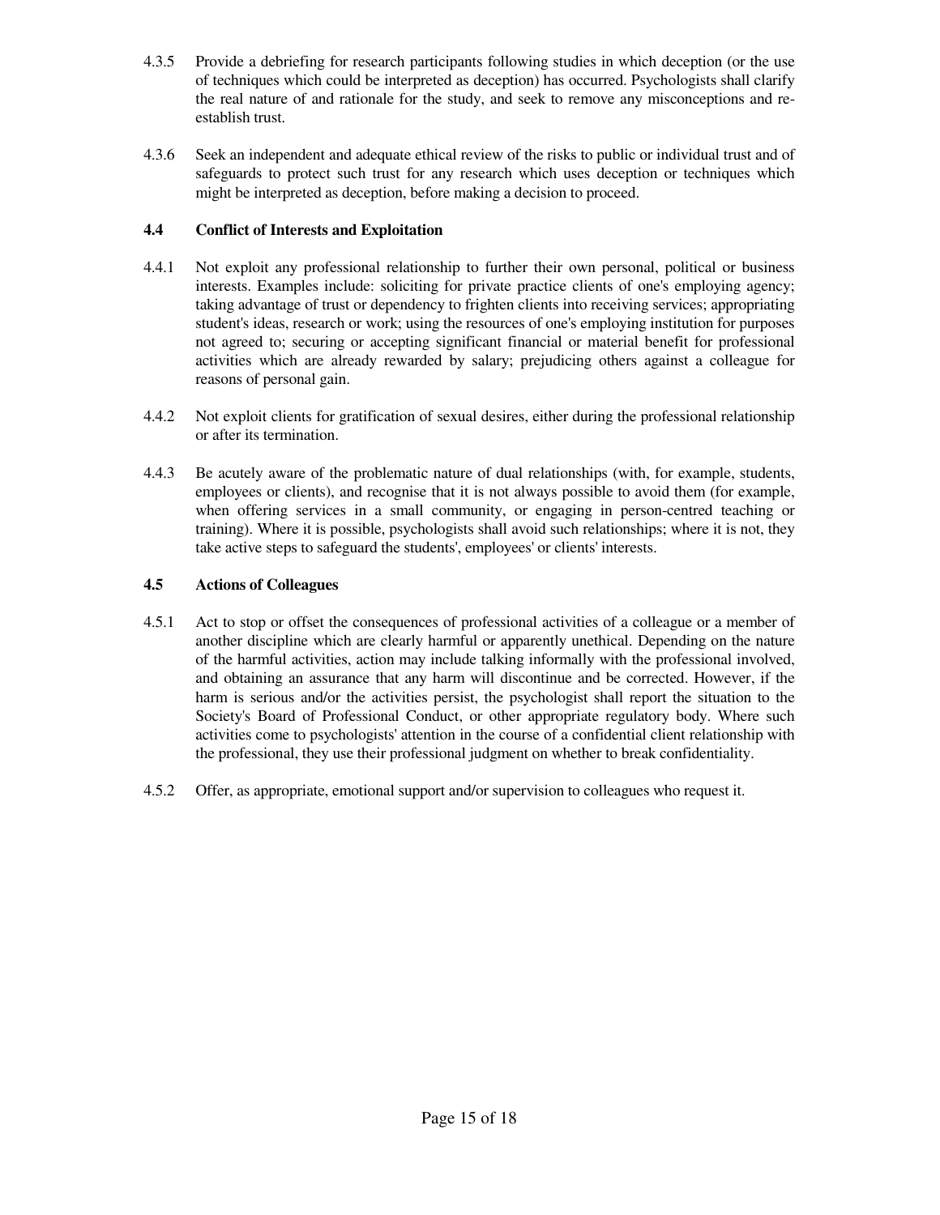4.3.5 Provide a debriefing for research participants following studies in which deception (or the use of techniques which could be interpreted as deception) has occurred. Psychologists shall clarify the real nature of and rationale for the study, and seek to remove any misconceptions and re-establish trust.

4.3.6 Seek an independent and adequate ethical review of the risks to public or individual trust and of safeguards to protect such trust for any research which uses deception or techniques which might be interpreted as deception, before making a decision to proceed.

### 4.4 Conflict of Interests and Exploitation

4.4.1 Not exploit any professional relationship to further their own personal, political or business interests. Examples include: soliciting for private practice clients of one's employing agency; taking advantage of trust or dependency to frighten clients into receiving services; appropriating student's ideas, research or work; using the resources of one's employing institution for purposes not agreed to; securing or accepting significant financial or material benefit for professional activities which are already rewarded by salary; prejudicing others against a colleague for reasons of personal gain.

4.4.2 Not exploit clients for gratification of sexual desires, either during the professional relationship or after its termination.

4.4.3 Be acutely aware of the problematic nature of dual relationships (with, for example, students, employees or clients), and recognise that it is not always possible to avoid them (for example, when offering services in a small community, or engaging in person-centred teaching or training). Where it is possible, psychologists shall avoid such relationships; where it is not, they take active steps to safeguard the students', employees' or clients' interests.

### 4.5 Actions of Colleagues

4.5.1 Act to stop or offset the consequences of professional activities of a colleague or a member of another discipline which are clearly harmful or apparently unethical. Depending on the nature of the harmful activities, action may include talking informally with the professional involved, and obtaining an assurance that any harm will discontinue and be corrected. However, if the harm is serious and/or the activities persist, the psychologist shall report the situation to the Society's Board of Professional Conduct, or other appropriate regulatory body. Where such activities come to psychologists' attention in the course of a confidential client relationship with the professional, they use their professional judgment on whether to break confidentiality.

4.5.2 Offer, as appropriate, emotional support and/or supervision to colleagues who request it.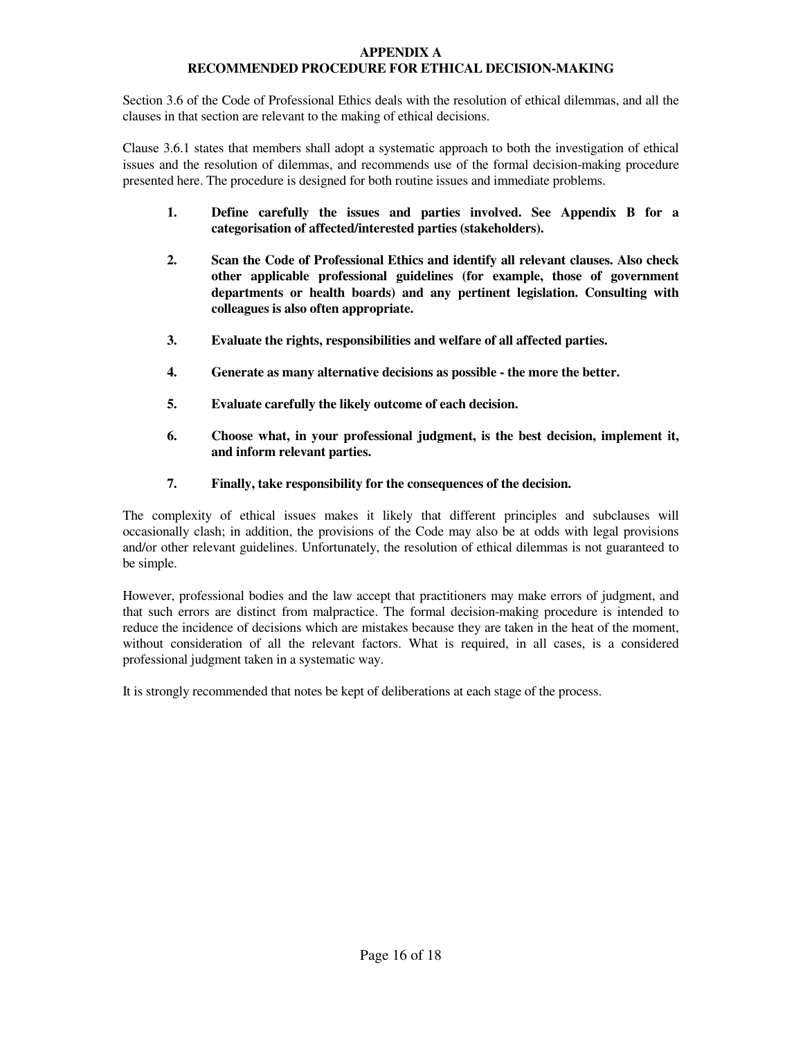# APPENDIX A
## RECOMMENDED PROCEDURE FOR ETHICAL DECISION-MAKING

Section 3.6 of the Code of Professional Ethics deals with the resolution of ethical dilemmas, and all the clauses in that section are relevant to the making of ethical decisions.

Clause 3.6.1 states that members shall adopt a systematic approach to both the investigation of ethical issues and the resolution of dilemmas, and recommends use of the formal decision-making procedure presented here. The procedure is designed for both routine issues and immediate problems.

1. **Define carefully the issues and parties involved. See Appendix B for a categorisation of affected/interested parties (stakeholders).**

2. **Scan the Code of Professional Ethics and identify all relevant clauses. Also check other applicable professional guidelines (for example, those of government departments or health boards) and any pertinent legislation. Consulting with colleagues is also often appropriate.**

3. **Evaluate the rights, responsibilities and welfare of all affected parties.**

4. **Generate as many alternative decisions as possible - the more the better.**

5. **Evaluate carefully the likely outcome of each decision.**

6. **Choose what, in your professional judgment, is the best decision, implement it, and inform relevant parties.**

7. **Finally, take responsibility for the consequences of the decision.**

The complexity of ethical issues makes it likely that different principles and subclauses will occasionally clash; in addition, the provisions of the Code may also be at odds with legal provisions and/or other relevant guidelines. Unfortunately, the resolution of ethical dilemmas is not guaranteed to be simple.

However, professional bodies and the law accept that practitioners may make errors of judgment, and that such errors are distinct from malpractice. The formal decision-making procedure is intended to reduce the incidence of decisions which are mistakes because they are taken in the heat of the moment, without consideration of all the relevant factors. What is required, in all cases, is a considered professional judgment taken in a systematic way.

It is strongly recommended that notes be kept of deliberations at each stage of the process.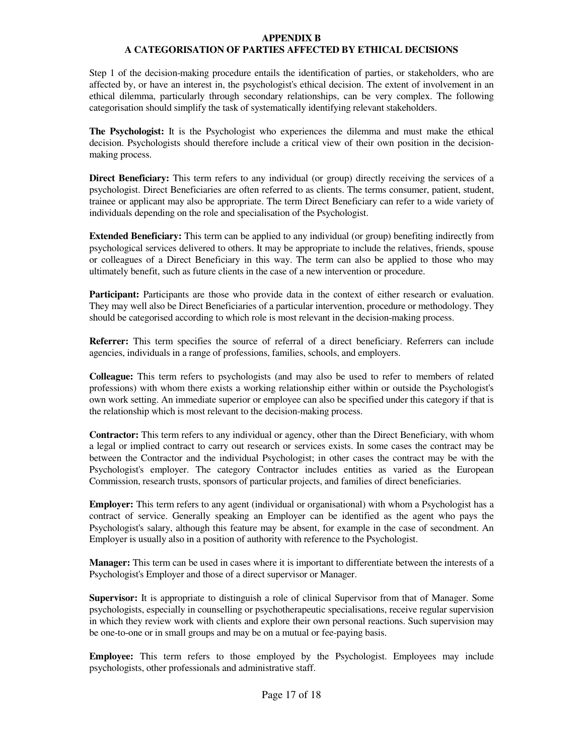## APPENDIX B
## A CATEGORISATION OF PARTIES AFFECTED BY ETHICAL DECISIONS

Step 1 of the decision-making procedure entails the identification of parties, or stakeholders, who are affected by, or have an interest in, the psychologist's ethical decision. The extent of involvement in an ethical dilemma, particularly through secondary relationships, can be very complex. The following categorisation should simplify the task of systematically identifying relevant stakeholders.

**The Psychologist:** It is the Psychologist who experiences the dilemma and must make the ethical decision. Psychologists should therefore include a critical view of their own position in the decision-making process.

**Direct Beneficiary:** This term refers to any individual (or group) directly receiving the services of a psychologist. Direct Beneficiaries are often referred to as clients. The terms consumer, patient, student, trainee or applicant may also be appropriate. The term Direct Beneficiary can refer to a wide variety of individuals depending on the role and specialisation of the Psychologist.

**Extended Beneficiary:** This term can be applied to any individual (or group) benefiting indirectly from psychological services delivered to others. It may be appropriate to include the relatives, friends, spouse or colleagues of a Direct Beneficiary in this way. The term can also be applied to those who may ultimately benefit, such as future clients in the case of a new intervention or procedure.

**Participant:** Participants are those who provide data in the context of either research or evaluation. They may well also be Direct Beneficiaries of a particular intervention, procedure or methodology. They should be categorised according to which role is most relevant in the decision-making process.

**Referrer:** This term specifies the source of referral of a direct beneficiary. Referrers can include agencies, individuals in a range of professions, families, schools, and employers.

**Colleague:** This term refers to psychologists (and may also be used to refer to members of related professions) with whom there exists a working relationship either within or outside the Psychologist's own work setting. An immediate superior or employee can also be specified under this category if that is the relationship which is most relevant to the decision-making process.

**Contractor:** This term refers to any individual or agency, other than the Direct Beneficiary, with whom a legal or implied contract to carry out research or services exists. In some cases the contract may be between the Contractor and the individual Psychologist; in other cases the contract may be with the Psychologist's employer. The category Contractor includes entities as varied as the European Commission, research trusts, sponsors of particular projects, and families of direct beneficiaries.

**Employer:** This term refers to any agent (individual or organisational) with whom a Psychologist has a contract of service. Generally speaking an Employer can be identified as the agent who pays the Psychologist's salary, although this feature may be absent, for example in the case of secondment. An Employer is usually also in a position of authority with reference to the Psychologist.

**Manager:** This term can be used in cases where it is important to differentiate between the interests of a Psychologist's Employer and those of a direct supervisor or Manager.

**Supervisor:** It is appropriate to distinguish a role of clinical Supervisor from that of Manager. Some psychologists, especially in counselling or psychotherapeutic specialisations, receive regular supervision in which they review work with clients and explore their own personal reactions. Such supervision may be one-to-one or in small groups and may be on a mutual or fee-paying basis.

**Employee:** This term refers to those employed by the Psychologist. Employees may include psychologists, other professionals and administrative staff.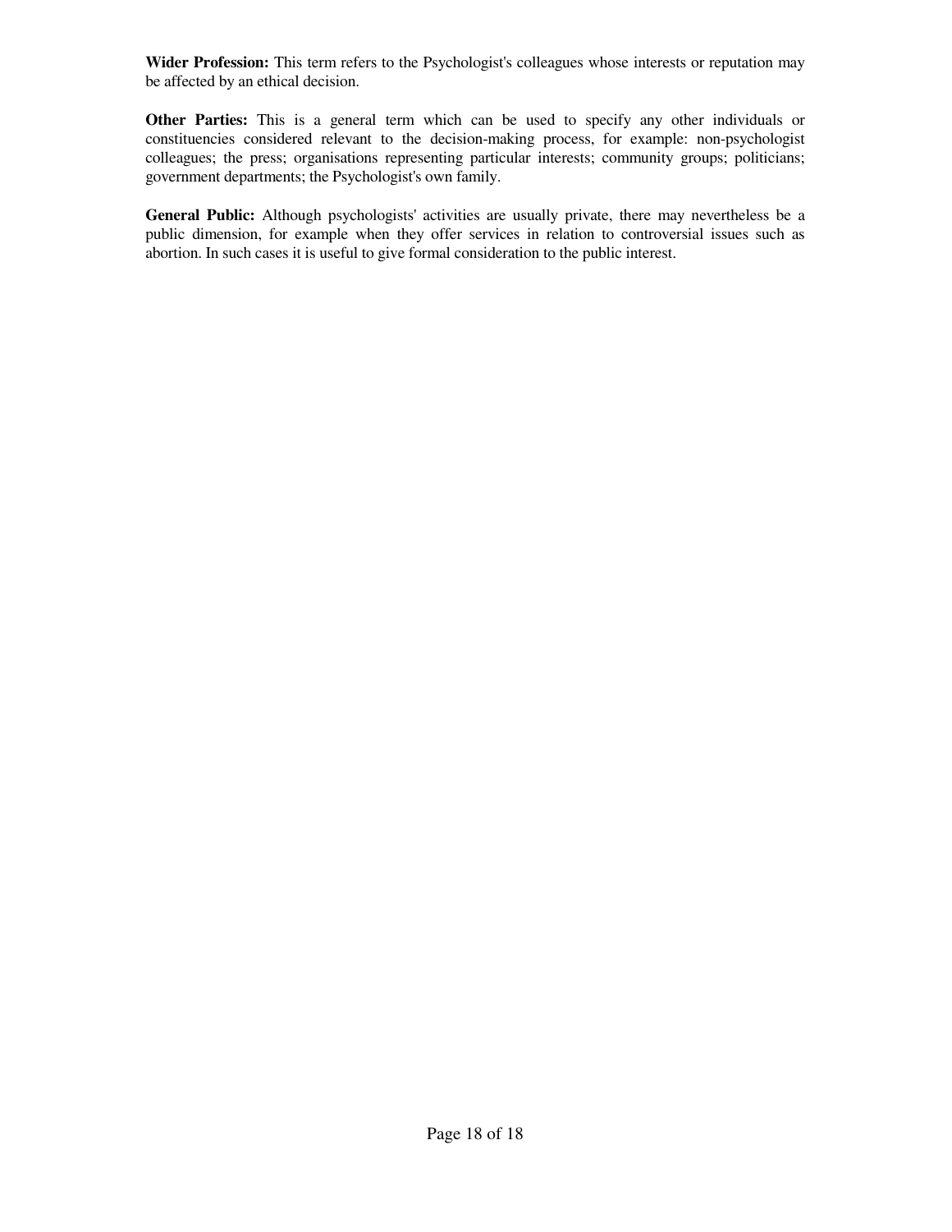**Wider Profession:** This term refers to the Psychologist's colleagues whose interests or reputation may be affected by an ethical decision.

**Other Parties:** This is a general term which can be used to specify any other individuals or constituencies considered relevant to the decision-making process, for example: non-psychologist colleagues; the press; organisations representing particular interests; community groups; politicians; government departments; the Psychologist's own family.

**General Public:** Although psychologists' activities are usually private, there may nevertheless be a public dimension, for example when they offer services in relation to controversial issues such as abortion. In such cases it is useful to give formal consideration to the public interest.